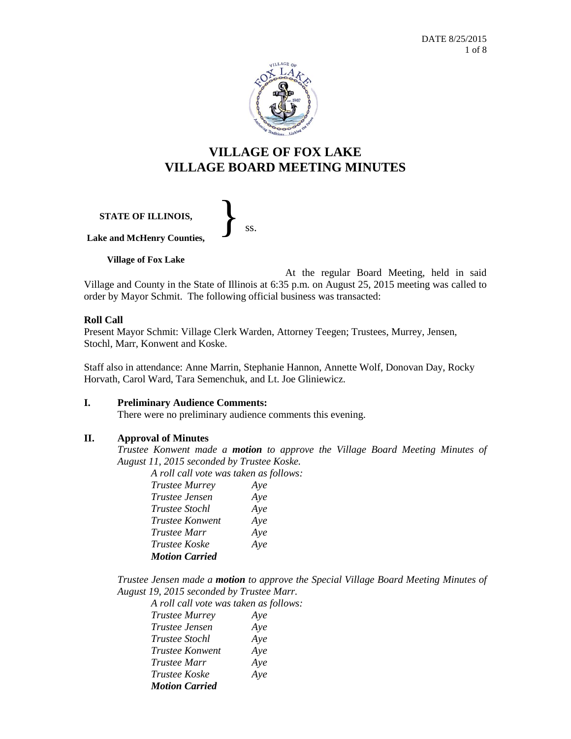DATE 8/25/2015

# VILLAGE OF FOX LAKE
# VILLAGE BOARD MEETING MINUTES

**STATE OF ILLINOIS,**
} ss.
**Lake and McHenry Counties,**

**Village of Fox Lake**

At the regular Board Meeting, held in said Village and County in the State of Illinois at 6:35 p.m. on August 25, 2015 meeting was called to order by Mayor Schmit. The following official business was transacted:

**Roll Call**

Present Mayor Schmit: Village Clerk Warden, Attorney Teegen; Trustees, Murrey, Jensen, Stochl, Marr, Konwent and Koske.

Staff also in attendance: Anne Marrin, Stephanie Hannon, Annette Wolf, Donovan Day, Rocky Horvath, Carol Ward, Tara Semenchuk, and Lt. Joe Gliniewicz.

## I. Preliminary Audience Comments:

There were no preliminary audience comments this evening.

## II. Approval of Minutes

*Trustee Konwent made a* ***motion*** *to approve the Village Board Meeting Minutes of August 11, 2015 seconded by Trustee Koske.*

*A roll call vote was taken as follows:*

*Trustee Murrey Aye*
*Trustee Jensen Aye*
*Trustee Stochl Aye*
*Trustee Konwent Aye*
*Trustee Marr Aye*
*Trustee Koske Aye*
***Motion Carried***

*Trustee Jensen made a* ***motion*** *to approve the Special Village Board Meeting Minutes of August 19, 2015 seconded by Trustee Marr.*

*A roll call vote was taken as follows:*

*Trustee Murrey Aye*
*Trustee Jensen Aye*
*Trustee Stochl Aye*
*Trustee Konwent Aye*
*Trustee Marr Aye*
*Trustee Koske Aye*
***Motion Carried***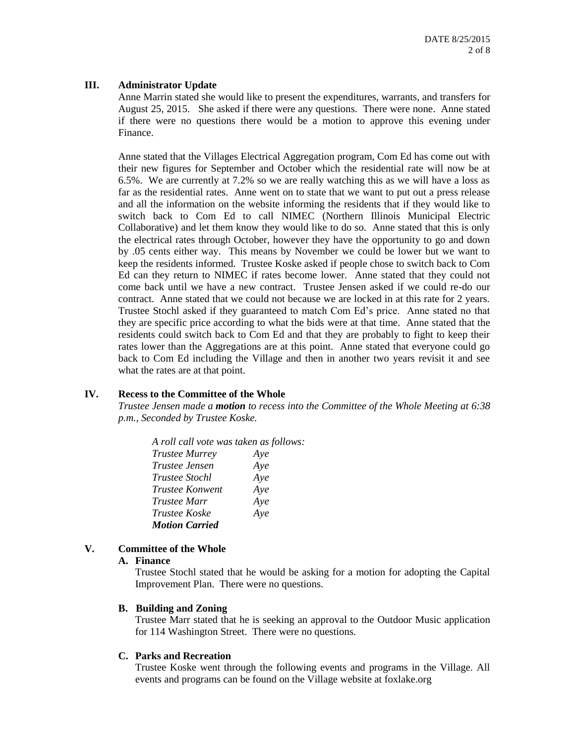### III. Administrator Update

Anne Marrin stated she would like to present the expenditures, warrants, and transfers for August 25, 2015. She asked if there were any questions. There were none. Anne stated if there were no questions there would be a motion to approve this evening under Finance.

Anne stated that the Villages Electrical Aggregation program, Com Ed has come out with their new figures for September and October which the residential rate will now be at 6.5%. We are currently at 7.2% so we are really watching this as we will have a loss as far as the residential rates. Anne went on to state that we want to put out a press release and all the information on the website informing the residents that if they would like to switch back to Com Ed to call NIMEC (Northern Illinois Municipal Electric Collaborative) and let them know they would like to do so. Anne stated that this is only the electrical rates through October, however they have the opportunity to go and down by .05 cents either way. This means by November we could be lower but we want to keep the residents informed. Trustee Koske asked if people chose to switch back to Com Ed can they return to NIMEC if rates become lower. Anne stated that they could not come back until we have a new contract. Trustee Jensen asked if we could re-do our contract. Anne stated that we could not because we are locked in at this rate for 2 years. Trustee Stochl asked if they guaranteed to match Com Ed's price. Anne stated no that they are specific price according to what the bids were at that time. Anne stated that the residents could switch back to Com Ed and that they are probably to fight to keep their rates lower than the Aggregations are at this point. Anne stated that everyone could go back to Com Ed including the Village and then in another two years revisit it and see what the rates are at that point.

### IV. Recess to the Committee of the Whole

*Trustee Jensen made a **motion** to recess into the Committee of the Whole Meeting at 6:38 p.m., Seconded by Trustee Koske.*

*A roll call vote was taken as follows:*

| | |
|---|---|
| *Trustee Murrey* | *Aye* |
| *Trustee Jensen* | *Aye* |
| *Trustee Stochl* | *Aye* |
| *Trustee Konwent* | *Aye* |
| *Trustee Marr* | *Aye* |
| *Trustee Koske* | *Aye* |

***Motion Carried***

### V. Committee of the Whole

#### A. Finance

Trustee Stochl stated that he would be asking for a motion for adopting the Capital Improvement Plan. There were no questions.

#### B. Building and Zoning

Trustee Marr stated that he is seeking an approval to the Outdoor Music application for 114 Washington Street. There were no questions.

#### C. Parks and Recreation

Trustee Koske went through the following events and programs in the Village. All events and programs can be found on the Village website at foxlake.org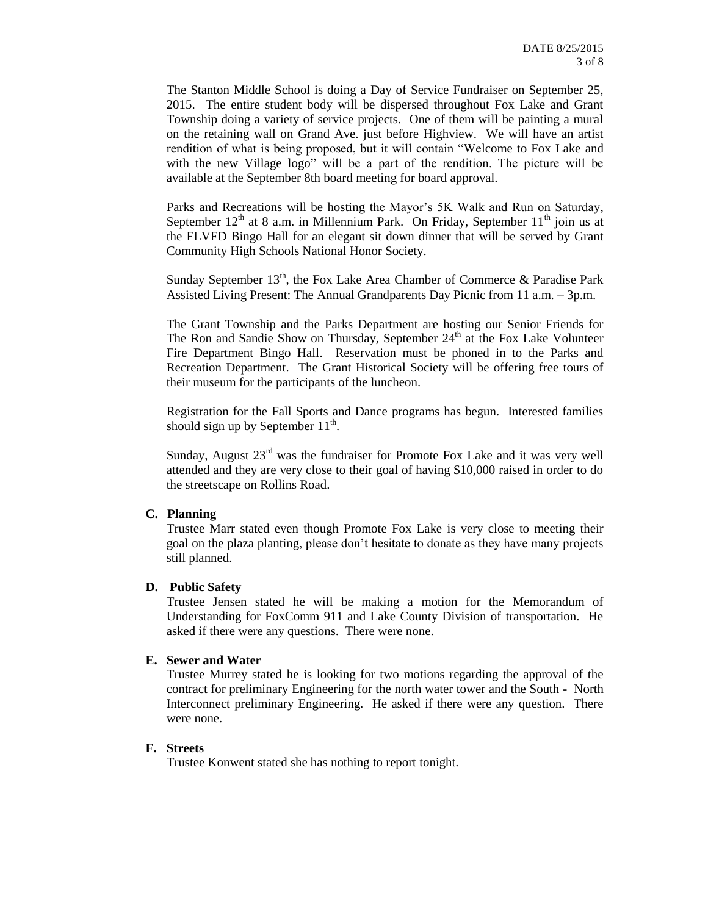The Stanton Middle School is doing a Day of Service Fundraiser on September 25, 2015. The entire student body will be dispersed throughout Fox Lake and Grant Township doing a variety of service projects. One of them will be painting a mural on the retaining wall on Grand Ave. just before Highview. We will have an artist rendition of what is being proposed, but it will contain "Welcome to Fox Lake and with the new Village logo" will be a part of the rendition. The picture will be available at the September 8th board meeting for board approval.

Parks and Recreations will be hosting the Mayor's 5K Walk and Run on Saturday, September 12th at 8 a.m. in Millennium Park. On Friday, September 11th join us at the FLVFD Bingo Hall for an elegant sit down dinner that will be served by Grant Community High Schools National Honor Society.

Sunday September 13th, the Fox Lake Area Chamber of Commerce & Paradise Park Assisted Living Present: The Annual Grandparents Day Picnic from 11 a.m. – 3p.m.

The Grant Township and the Parks Department are hosting our Senior Friends for The Ron and Sandie Show on Thursday, September 24th at the Fox Lake Volunteer Fire Department Bingo Hall. Reservation must be phoned in to the Parks and Recreation Department. The Grant Historical Society will be offering free tours of their museum for the participants of the luncheon.

Registration for the Fall Sports and Dance programs has begun. Interested families should sign up by September 11th.

Sunday, August 23rd was the fundraiser for Promote Fox Lake and it was very well attended and they are very close to their goal of having $10,000 raised in order to do the streetscape on Rollins Road.

**C. Planning**

Trustee Marr stated even though Promote Fox Lake is very close to meeting their goal on the plaza planting, please don't hesitate to donate as they have many projects still planned.

**D. Public Safety**

Trustee Jensen stated he will be making a motion for the Memorandum of Understanding for FoxComm 911 and Lake County Division of transportation. He asked if there were any questions. There were none.

**E. Sewer and Water**

Trustee Murrey stated he is looking for two motions regarding the approval of the contract for preliminary Engineering for the north water tower and the South - North Interconnect preliminary Engineering. He asked if there were any question. There were none.

**F. Streets**

Trustee Konwent stated she has nothing to report tonight.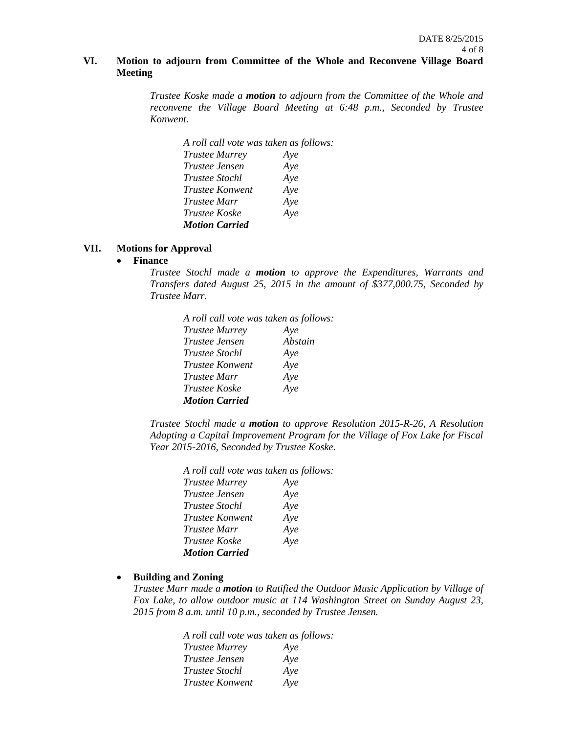## VI. Motion to adjourn from Committee of the Whole and Reconvene Village Board Meeting

*Trustee Koske made a **motion** to adjourn from the Committee of the Whole and reconvene the Village Board Meeting at 6:48 p.m., Seconded by Trustee Konwent.*

*A roll call vote was taken as follows:*

| | |
|---|---|
| *Trustee Murrey* | *Aye* |
| *Trustee Jensen* | *Aye* |
| *Trustee Stochl* | *Aye* |
| *Trustee Konwent* | *Aye* |
| *Trustee Marr* | *Aye* |
| *Trustee Koske* | *Aye* |

***Motion Carried***

## VII. Motions for Approval

- **Finance**

*Trustee Stochl made a **motion** to approve the Expenditures, Warrants and Transfers dated August 25, 2015 in the amount of $377,000.75, Seconded by Trustee Marr.*

*A roll call vote was taken as follows:*

| | |
|---|---|
| *Trustee Murrey* | *Aye* |
| *Trustee Jensen* | *Abstain* |
| *Trustee Stochl* | *Aye* |
| *Trustee Konwent* | *Aye* |
| *Trustee Marr* | *Aye* |
| *Trustee Koske* | *Aye* |

***Motion Carried***

*Trustee Stochl made a **motion** to approve Resolution 2015-R-26, A Resolution Adopting a Capital Improvement Program for the Village of Fox Lake for Fiscal Year 2015-2016, Seconded by Trustee Koske.*

*A roll call vote was taken as follows:*

| | |
|---|---|
| *Trustee Murrey* | *Aye* |
| *Trustee Jensen* | *Aye* |
| *Trustee Stochl* | *Aye* |
| *Trustee Konwent* | *Aye* |
| *Trustee Marr* | *Aye* |
| *Trustee Koske* | *Aye* |

***Motion Carried***

- **Building and Zoning**

*Trustee Marr made a **motion** to Ratified the Outdoor Music Application by Village of Fox Lake, to allow outdoor music at 114 Washington Street on Sunday August 23, 2015 from 8 a.m. until 10 p.m., seconded by Trustee Jensen.*

*A roll call vote was taken as follows:*

| | |
|---|---|
| *Trustee Murrey* | *Aye* |
| *Trustee Jensen* | *Aye* |
| *Trustee Stochl* | *Aye* |
| *Trustee Konwent* | *Aye* |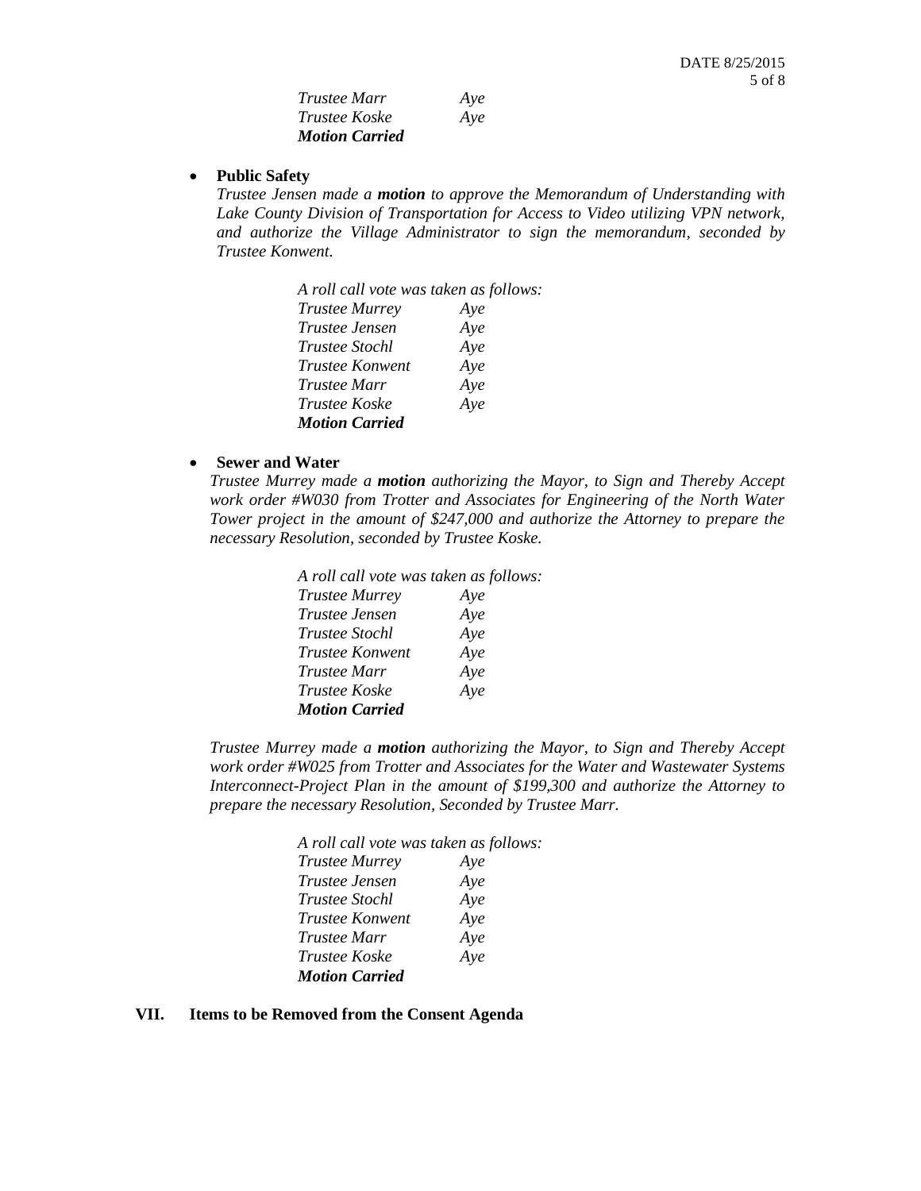*Trustee Marr* *Aye*
*Trustee Koske* *Aye*
***Motion Carried***

- **Public Safety**

  *Trustee Jensen made a **motion** to approve the Memorandum of Understanding with Lake County Division of Transportation for Access to Video utilizing VPN network, and authorize the Village Administrator to sign the memorandum, seconded by Trustee Konwent.*

  *A roll call vote was taken as follows:*
  *Trustee Murrey* *Aye*
  *Trustee Jensen* *Aye*
  *Trustee Stochl* *Aye*
  *Trustee Konwent* *Aye*
  *Trustee Marr* *Aye*
  *Trustee Koske* *Aye*
  ***Motion Carried***

- **Sewer and Water**

  *Trustee Murrey made a **motion** authorizing the Mayor, to Sign and Thereby Accept work order #W030 from Trotter and Associates for Engineering of the North Water Tower project in the amount of $247,000 and authorize the Attorney to prepare the necessary Resolution, seconded by Trustee Koske.*

  *A roll call vote was taken as follows:*
  *Trustee Murrey* *Aye*
  *Trustee Jensen* *Aye*
  *Trustee Stochl* *Aye*
  *Trustee Konwent* *Aye*
  *Trustee Marr* *Aye*
  *Trustee Koske* *Aye*
  ***Motion Carried***

  *Trustee Murrey made a **motion** authorizing the Mayor, to Sign and Thereby Accept work order #W025 from Trotter and Associates for the Water and Wastewater Systems Interconnect-Project Plan in the amount of $199,300 and authorize the Attorney to prepare the necessary Resolution, Seconded by Trustee Marr.*

  *A roll call vote was taken as follows:*
  *Trustee Murrey* *Aye*
  *Trustee Jensen* *Aye*
  *Trustee Stochl* *Aye*
  *Trustee Konwent* *Aye*
  *Trustee Marr* *Aye*
  *Trustee Koske* *Aye*
  ***Motion Carried***

## VII. Items to be Removed from the Consent Agenda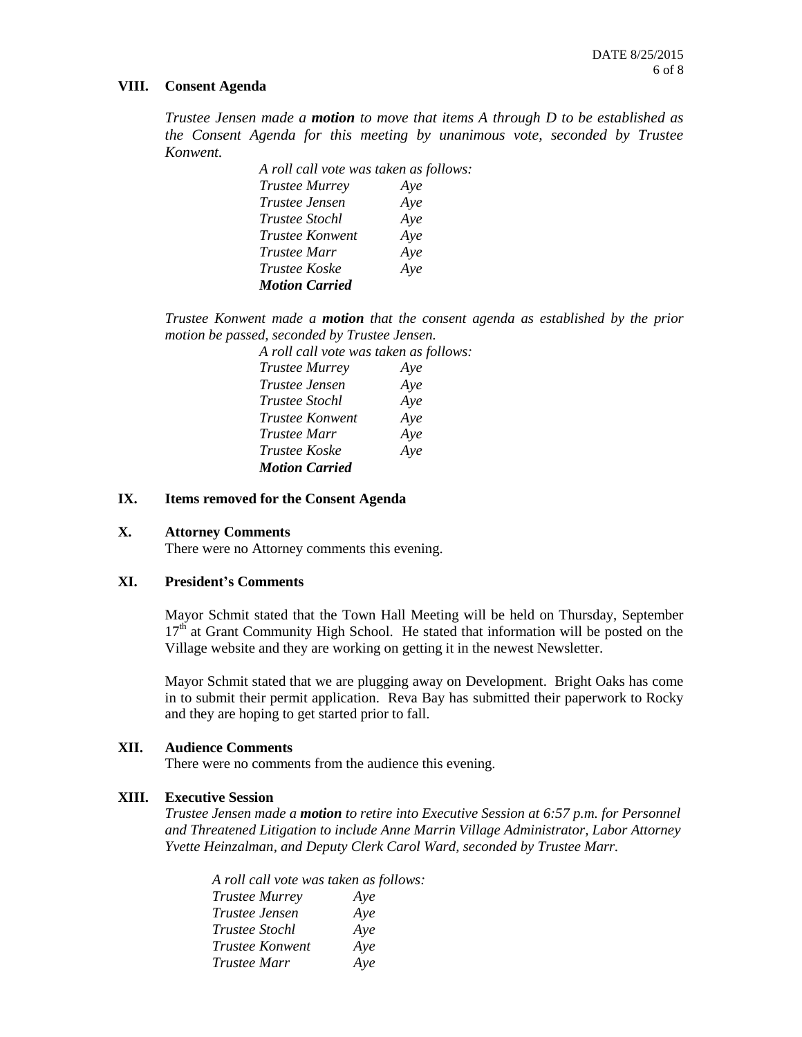## VIII. Consent Agenda

*Trustee Jensen made a **motion** to move that items A through D to be established as the Consent Agenda for this meeting by unanimous vote, seconded by Trustee Konwent.*

*A roll call vote was taken as follows:*

| | |
|---|---|
| *Trustee Murrey* | *Aye* |
| *Trustee Jensen* | *Aye* |
| *Trustee Stochl* | *Aye* |
| *Trustee Konwent* | *Aye* |
| *Trustee Marr* | *Aye* |
| *Trustee Koske* | *Aye* |

***Motion Carried***

*Trustee Konwent made a **motion** that the consent agenda as established by the prior motion be passed, seconded by Trustee Jensen.*

*A roll call vote was taken as follows:*

| | |
|---|---|
| *Trustee Murrey* | *Aye* |
| *Trustee Jensen* | *Aye* |
| *Trustee Stochl* | *Aye* |
| *Trustee Konwent* | *Aye* |
| *Trustee Marr* | *Aye* |
| *Trustee Koske* | *Aye* |

***Motion Carried***

## IX. Items removed for the Consent Agenda

## X. Attorney Comments

There were no Attorney comments this evening.

## XI. President's Comments

Mayor Schmit stated that the Town Hall Meeting will be held on Thursday, September 17th at Grant Community High School. He stated that information will be posted on the Village website and they are working on getting it in the newest Newsletter.

Mayor Schmit stated that we are plugging away on Development. Bright Oaks has come in to submit their permit application. Reva Bay has submitted their paperwork to Rocky and they are hoping to get started prior to fall.

## XII. Audience Comments

There were no comments from the audience this evening.

## XIII. Executive Session

*Trustee Jensen made a **motion** to retire into Executive Session at 6:57 p.m. for Personnel and Threatened Litigation to include Anne Marrin Village Administrator, Labor Attorney Yvette Heinzalman, and Deputy Clerk Carol Ward, seconded by Trustee Marr.*

*A roll call vote was taken as follows:*

| | |
|---|---|
| *Trustee Murrey* | *Aye* |
| *Trustee Jensen* | *Aye* |
| *Trustee Stochl* | *Aye* |
| *Trustee Konwent* | *Aye* |
| *Trustee Marr* | *Aye* |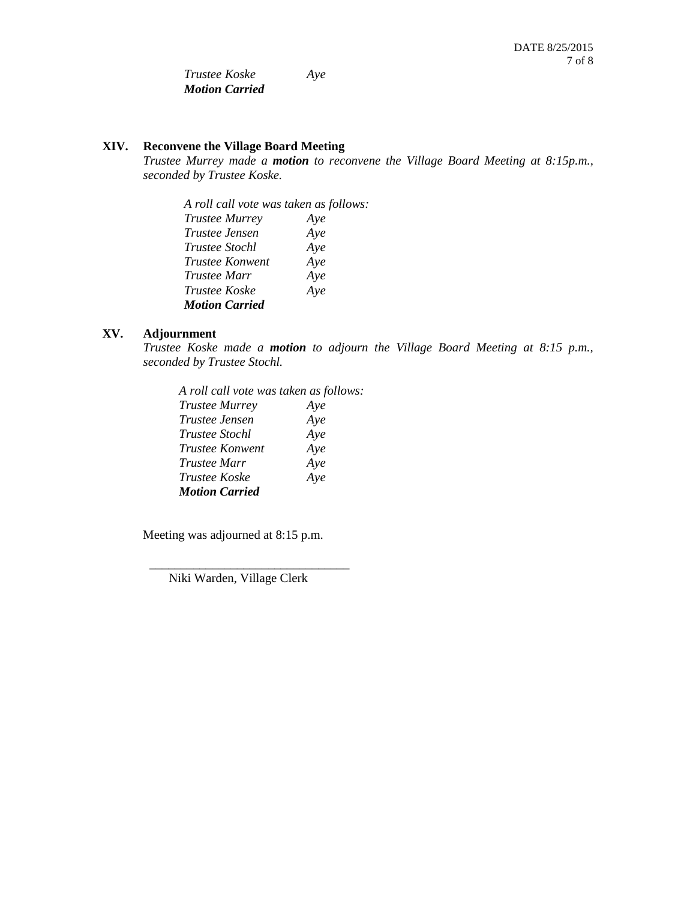*Trustee Koske* *Aye*
***Motion Carried***

## XIV. Reconvene the Village Board Meeting

*Trustee Murrey made a* ***motion*** *to reconvene the Village Board Meeting at 8:15p.m., seconded by Trustee Koske.*

*A roll call vote was taken as follows:*

| | |
|---|---|
| *Trustee Murrey* | *Aye* |
| *Trustee Jensen* | *Aye* |
| *Trustee Stochl* | *Aye* |
| *Trustee Konwent* | *Aye* |
| *Trustee Marr* | *Aye* |
| *Trustee Koske* | *Aye* |

***Motion Carried***

## XV. Adjournment

*Trustee Koske made a* ***motion*** *to adjourn the Village Board Meeting at 8:15 p.m., seconded by Trustee Stochl.*

*A roll call vote was taken as follows:*

| | |
|---|---|
| *Trustee Murrey* | *Aye* |
| *Trustee Jensen* | *Aye* |
| *Trustee Stochl* | *Aye* |
| *Trustee Konwent* | *Aye* |
| *Trustee Marr* | *Aye* |
| *Trustee Koske* | *Aye* |

***Motion Carried***

Meeting was adjourned at 8:15 p.m.

________________________________
Niki Warden, Village Clerk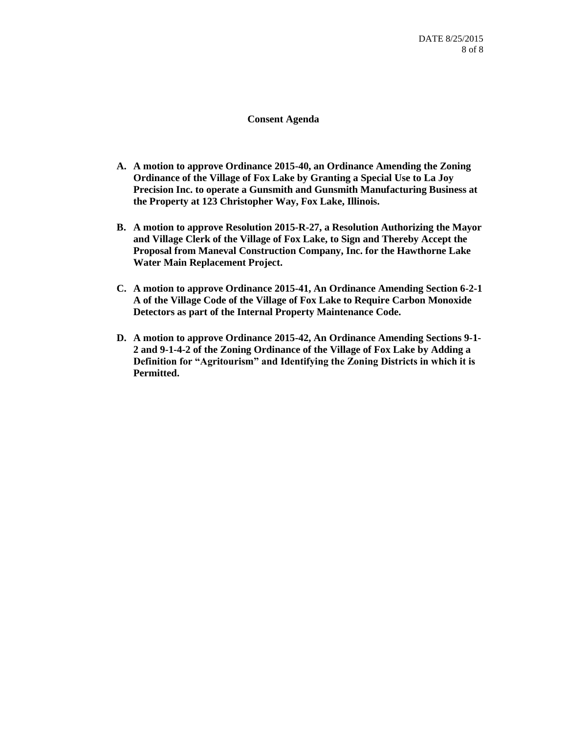**Consent Agenda**

**A. A motion to approve Ordinance 2015-40, an Ordinance Amending the Zoning Ordinance of the Village of Fox Lake by Granting a Special Use to La Joy Precision Inc. to operate a Gunsmith and Gunsmith Manufacturing Business at the Property at 123 Christopher Way, Fox Lake, Illinois.**

**B. A motion to approve Resolution 2015-R-27, a Resolution Authorizing the Mayor and Village Clerk of the Village of Fox Lake, to Sign and Thereby Accept the Proposal from Maneval Construction Company, Inc. for the Hawthorne Lake Water Main Replacement Project.**

**C. A motion to approve Ordinance 2015-41, An Ordinance Amending Section 6-2-1 A of the Village Code of the Village of Fox Lake to Require Carbon Monoxide Detectors as part of the Internal Property Maintenance Code.**

**D. A motion to approve Ordinance 2015-42, An Ordinance Amending Sections 9-1-2 and 9-1-4-2 of the Zoning Ordinance of the Village of Fox Lake by Adding a Definition for "Agritourism" and Identifying the Zoning Districts in which it is Permitted.**